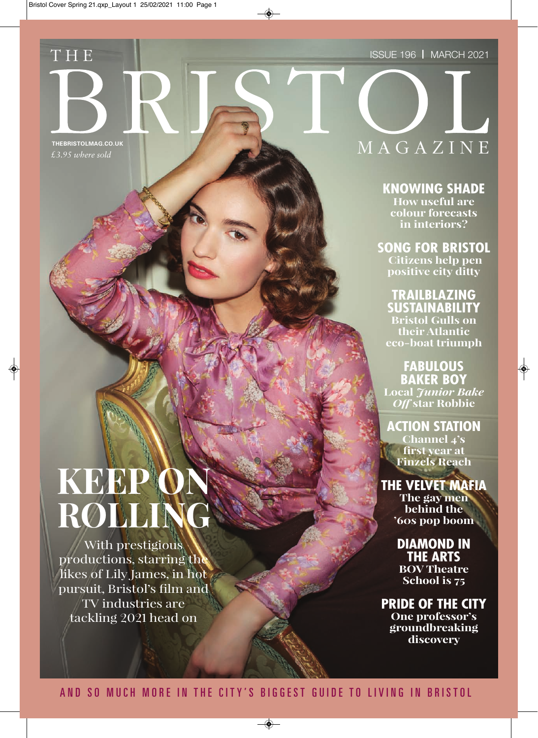# THE BRISTOL MAGAZINE

ISSUE 196 | MARCH 2021

THEBRISTOLMAG.CO.UK

*£3.95 where sold*

## KNOWING SHADE
How useful are colour forecasts in interiors?

## SONG FOR BRISTOL
Citizens help pen positive city ditty

## TRAILBLAZING SUSTAINABILITY
Bristol Gulls on their Atlantic eco-boat triumph

## FABULOUS BAKER BOY
Local *Junior Bake Off* star Robbie

## ACTION STATION
Channel 4's first year at Finzels Reach

## THE VELVET MAFIA
The gay men behind the '60s pop boom

## DIAMOND IN THE ARTS
BOV Theatre School is 75

## PRIDE OF THE CITY
One professor's groundbreaking discovery

# KEEP ON ROLLING

With prestigious productions, starring the likes of Lily James, in hot pursuit, Bristol's film and TV industries are tackling 2021 head on

AND SO MUCH MORE IN THE CITY'S BIGGEST GUIDE TO LIVING IN BRISTOL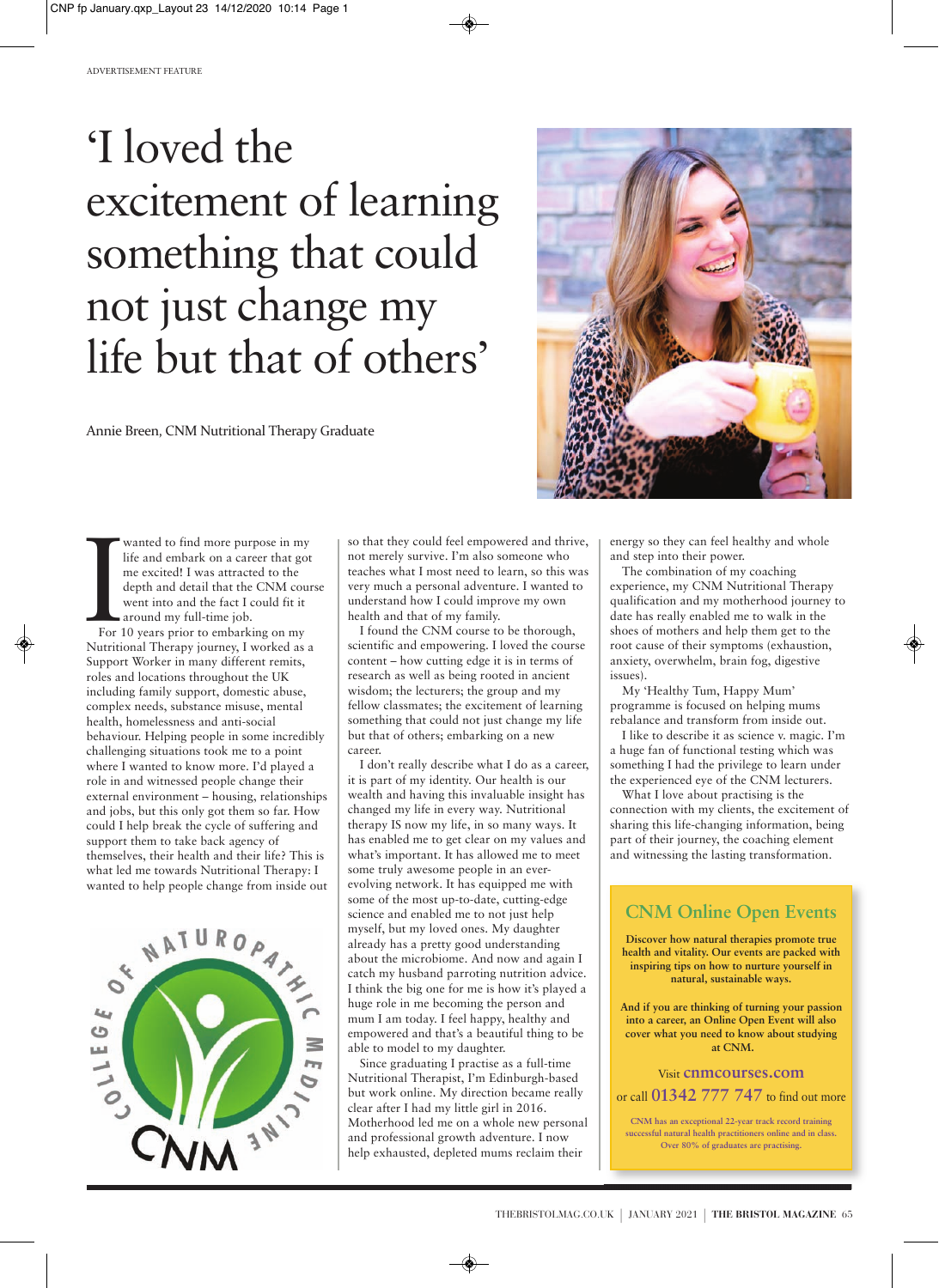ADVERTISEMENT FEATURE

# 'I loved the excitement of learning something that could not just change my life but that of others'

Annie Breen, CNM Nutritional Therapy Graduate

I wanted to find more purpose in my life and embark on a career that got me excited! I was attracted to the depth and detail that the CNM course went into and the fact I could fit it around my full-time job.

For 10 years prior to embarking on my Nutritional Therapy journey, I worked as a Support Worker in many different remits, roles and locations throughout the UK including family support, domestic abuse, complex needs, substance misuse, mental health, homelessness and anti-social behaviour. Helping people in some incredibly challenging situations took me to a point where I wanted to know more. I'd played a role in and witnessed people change their external environment – housing, relationships and jobs, but this only got them so far. How could I help break the cycle of suffering and support them to take back agency of themselves, their health and their life? This is what led me towards Nutritional Therapy: I wanted to help people change from inside out so that they could feel empowered and thrive, not merely survive. I'm also someone who teaches what I most need to learn, so this was very much a personal adventure. I wanted to understand how I could improve my own health and that of my family.

I found the CNM course to be thorough, scientific and empowering. I loved the course content – how cutting edge it is in terms of research as well as being rooted in ancient wisdom; the lecturers; the group and my fellow classmates; the excitement of learning something that could not just change my life but that of others; embarking on a new career.

I don't really describe what I do as a career, it is part of my identity. Our health is our wealth and having this invaluable insight has changed my life in every way. Nutritional therapy IS now my life, in so many ways. It has enabled me to get clear on my values and what's important. It has allowed me to meet some truly awesome people in an ever-evolving network. It has equipped me with some of the most up-to-date, cutting-edge science and enabled me to not just help myself, but my loved ones. My daughter already has a pretty good understanding about the microbiome. And now and again I catch my husband parroting nutrition advice. I think the big one for me is how it's played a huge role in me becoming the person and mum I am today. I feel happy, healthy and empowered and that's a beautiful thing to be able to model to my daughter.

Since graduating I practise as a full-time Nutritional Therapist, I'm Edinburgh-based but work online. My direction became really clear after I had my little girl in 2016. Motherhood led me on a whole new personal and professional growth adventure. I now help exhausted, depleted mums reclaim their energy so they can feel healthy and whole and step into their power.

The combination of my coaching experience, my CNM Nutritional Therapy qualification and my motherhood journey to date has really enabled me to walk in the shoes of mothers and help them get to the root cause of their symptoms (exhaustion, anxiety, overwhelm, brain fog, digestive issues).

My 'Healthy Tum, Happy Mum' programme is focused on helping mums rebalance and transform from inside out.

I like to describe it as science v. magic. I'm a huge fan of functional testing which was something I had the privilege to learn under the experienced eye of the CNM lecturers.

What I love about practising is the connection with my clients, the excitement of sharing this life-changing information, being part of their journey, the coaching element and witnessing the lasting transformation.

## CNM Online Open Events

**Discover how natural therapies promote true health and vitality. Our events are packed with inspiring tips on how to nurture yourself in natural, sustainable ways.**

**And if you are thinking of turning your passion into a career, an Online Open Event will also cover what you need to know about studying at CNM.**

Visit **cnmcourses.com**

or call **01342 777 747** to find out more

CNM has an exceptional 22-year track record training successful natural health practitioners online and in class. Over 80% of graduates are practising.